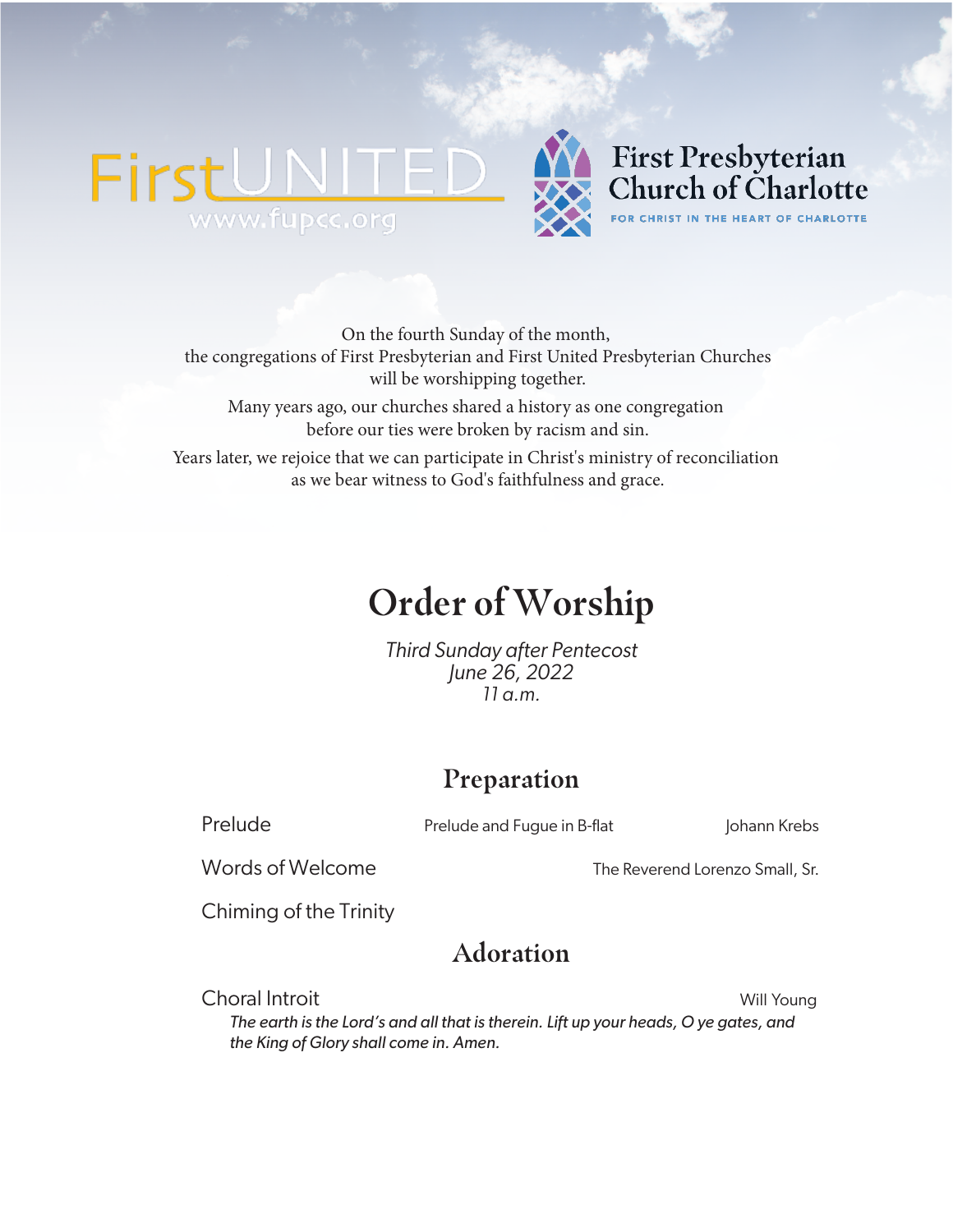FirstUNITED
www.fupcc.org

First Presbyterian Church of Charlotte
FOR CHRIST IN THE HEART OF CHARLOTTE

On the fourth Sunday of the month,
the congregations of First Presbyterian and First United Presbyterian Churches
will be worshipping together.

Many years ago, our churches shared a history as one congregation
before our ties were broken by racism and sin.

Years later, we rejoice that we can participate in Christ's ministry of reconciliation
as we bear witness to God's faithfulness and grace.

# Order of Worship

*Third Sunday after Pentecost*
*June 26, 2022*
*11 a.m.*

## Preparation

Prelude — Prelude and Fugue in B-flat — Johann Krebs

Words of Welcome — The Reverend Lorenzo Small, Sr.

Chiming of the Trinity

## Adoration

Choral Introit — Will Young

*The earth is the Lord's and all that is therein. Lift up your heads, O ye gates, and the King of Glory shall come in. Amen.*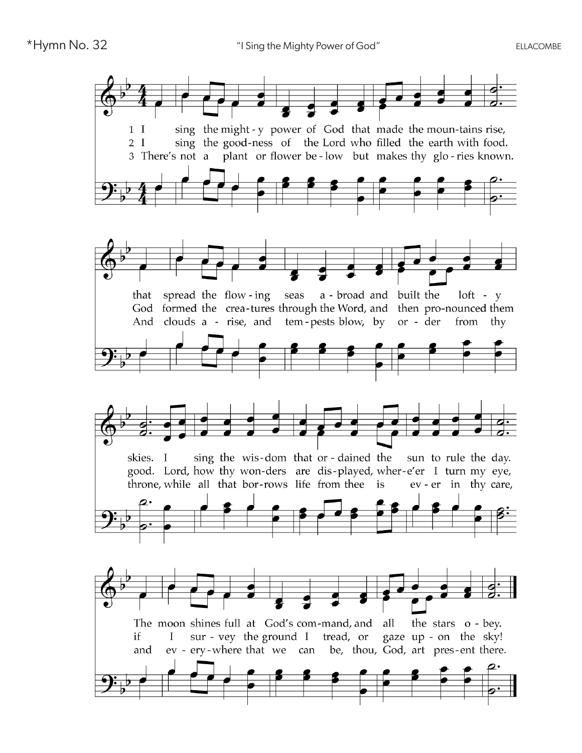*Hymn No. 32 "I Sing the Mighty Power of God" ELLACOMBE

1 I sing the might - y power of God that made the moun - tains rise, that spread the flow - ing seas a - broad and built the loft - y skies. I sing the wis - dom that or - dained the sun to rule the day. The moon shines full at God's com - mand, and all the stars o - bey.

2 I sing the good - ness of the Lord who filled the earth with food. God formed the crea - tures through the Word, and then pro - nounced them good. Lord, how thy won - ders are dis - played, wher - e'er I turn my eye, if I sur - vey the ground I tread, or gaze up - on the sky!

3 There's not a plant or flower be - low but makes thy glo - ries known. And clouds a - rise, and tem - pests blow, by or - der from thy throne, while all that bor - rows life from thee is ev - er in thy care, and ev - ery - where that we can be, thou, God, art pres - ent there.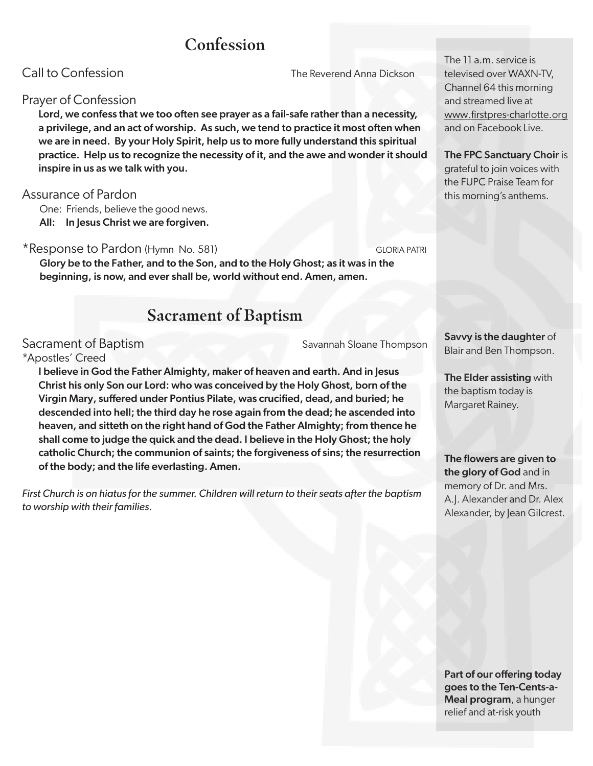# Confession

Call to Confession — The Reverend Anna Dickson

Prayer of Confession

**Lord, we confess that we too often see prayer as a fail-safe rather than a necessity, a privilege, and an act of worship. As such, we tend to practice it most often when we are in need. By your Holy Spirit, help us to more fully understand this spiritual practice. Help us to recognize the necessity of it, and the awe and wonder it should inspire in us as we talk with you.**

Assurance of Pardon

One: Friends, believe the good news.
**All: In Jesus Christ we are forgiven.**

*Response to Pardon (Hymn No. 581) — GLORIA PATRI

**Glory be to the Father, and to the Son, and to the Holy Ghost; as it was in the beginning, is now, and ever shall be, world without end. Amen, amen.**

# Sacrament of Baptism

Sacrament of Baptism — Savannah Sloane Thompson

*Apostles' Creed

**I believe in God the Father Almighty, maker of heaven and earth. And in Jesus Christ his only Son our Lord: who was conceived by the Holy Ghost, born of the Virgin Mary, suffered under Pontius Pilate, was crucified, dead, and buried; he descended into hell; the third day he rose again from the dead; he ascended into heaven, and sitteth on the right hand of God the Father Almighty; from thence he shall come to judge the quick and the dead. I believe in the Holy Ghost; the holy catholic Church; the communion of saints; the forgiveness of sins; the resurrection of the body; and the life everlasting. Amen.**

*First Church is on hiatus for the summer. Children will return to their seats after the baptism to worship with their families.*

The 11 a.m. service is televised over WAXN-TV, Channel 64 this morning and streamed live at www.firstpres-charlotte.org and on Facebook Live.

**The FPC Sanctuary Choir** is grateful to join voices with the FUPC Praise Team for this morning's anthems.

**Savvy is the daughter** of Blair and Ben Thompson.

**The Elder assisting** with the baptism today is Margaret Rainey.

**The flowers are given to the glory of God** and in memory of Dr. and Mrs. A.J. Alexander and Dr. Alex Alexander, by Jean Gilcrest.

**Part of our offering today goes to the Ten-Cents-a-Meal program**, a hunger relief and at-risk youth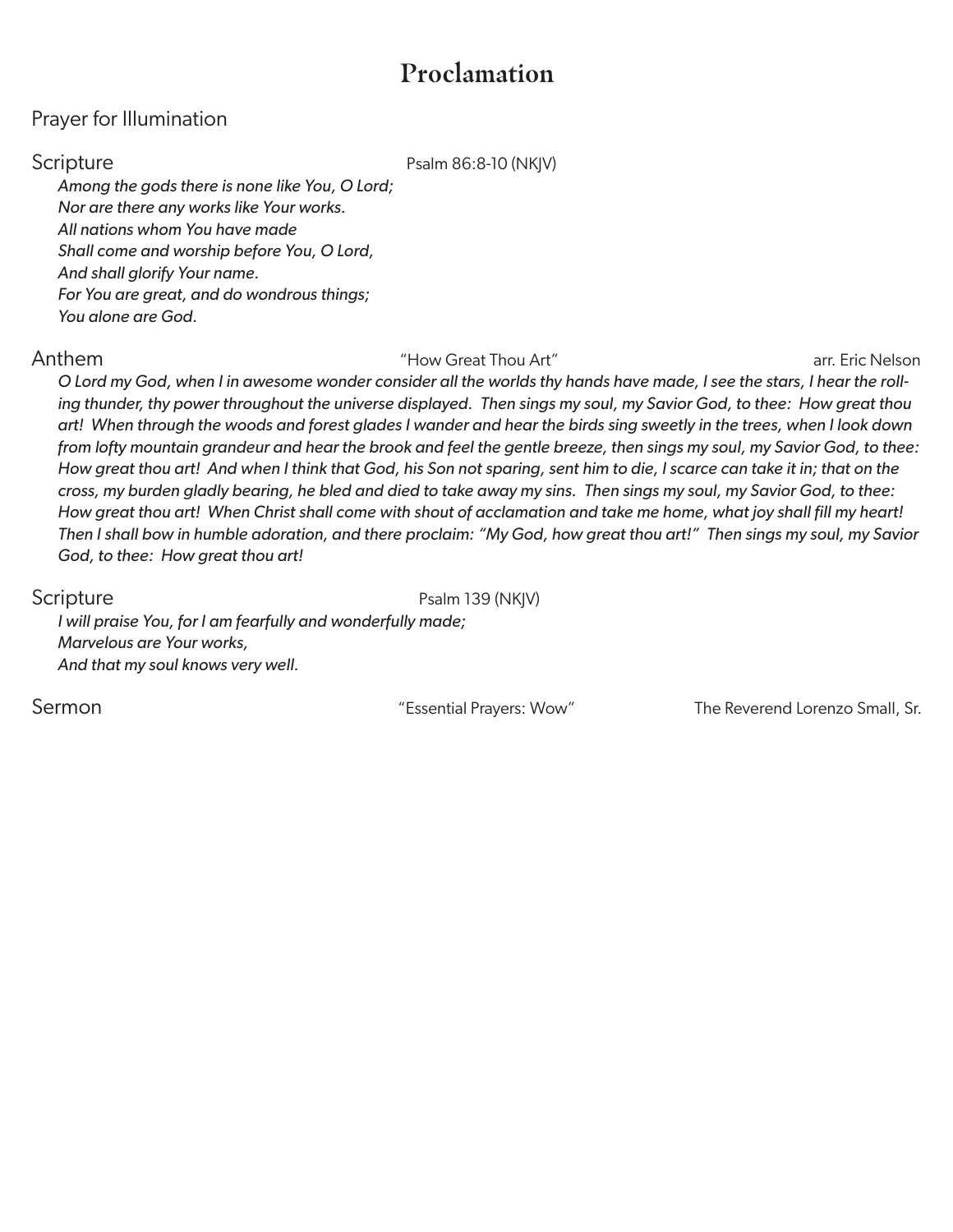# Proclamation

Prayer for Illumination

Scripture Psalm 86:8-10 (NKJV)

*Among the gods there is none like You, O Lord;*
*Nor are there any works like Your works.*
*All nations whom You have made*
*Shall come and worship before You, O Lord,*
*And shall glorify Your name.*
*For You are great, and do wondrous things;*
*You alone are God.*

Anthem "How Great Thou Art" arr. Eric Nelson

*O Lord my God, when I in awesome wonder consider all the worlds thy hands have made, I see the stars, I hear the rolling thunder, thy power throughout the universe displayed. Then sings my soul, my Savior God, to thee: How great thou art! When through the woods and forest glades I wander and hear the birds sing sweetly in the trees, when I look down from lofty mountain grandeur and hear the brook and feel the gentle breeze, then sings my soul, my Savior God, to thee: How great thou art! And when I think that God, his Son not sparing, sent him to die, I scarce can take it in; that on the cross, my burden gladly bearing, he bled and died to take away my sins. Then sings my soul, my Savior God, to thee: How great thou art! When Christ shall come with shout of acclamation and take me home, what joy shall fill my heart! Then I shall bow in humble adoration, and there proclaim: "My God, how great thou art!" Then sings my soul, my Savior God, to thee: How great thou art!*

Scripture Psalm 139 (NKJV)

*I will praise You, for I am fearfully and wonderfully made;*
*Marvelous are Your works,*
*And that my soul knows very well.*

Sermon "Essential Prayers: Wow" The Reverend Lorenzo Small, Sr.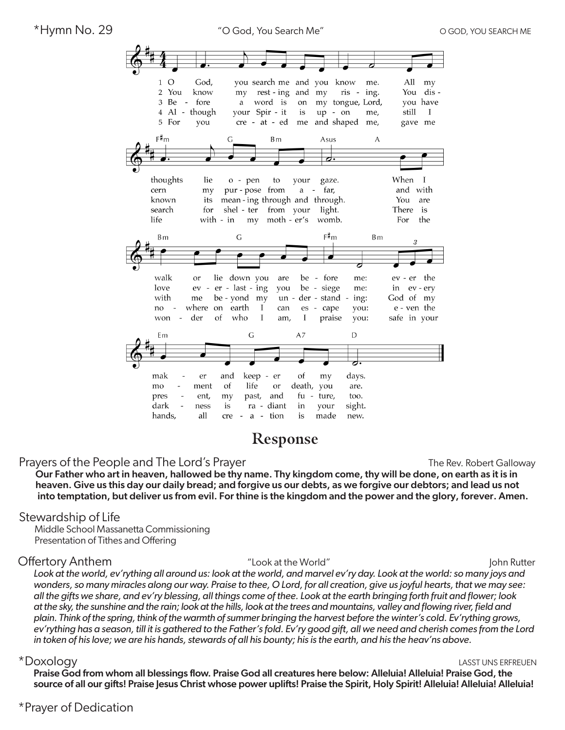*Hymn No. 29 "O God, You Search Me" O GOD, YOU SEARCH ME

1 O God, you search me and you know me. All my thoughts lie open to your gaze. When I walk or lie down you are before me: ever the maker and keeper of my days.

2 You know my resting and my rising. You discern my purpose from afar, and with love everlasting you besiege me: in every moment of life or death, you are.

3 Before a word is on my tongue, Lord, you have known its meaning through and through. You are with me beyond my understanding: God of my present, my past, and future, too.

4 Although your Spirit is upon me, still I search for shelter from your light. There is nowhere on earth I can escape you: even the darkness is radiant in your sight.

5 For you created me and shaped me, gave me life within my mother's womb. For the wonder of who I am, I praise you: safe in your hands, all creation is made new.

# Response

Prayers of the People and The Lord's Prayer — The Rev. Robert Galloway

**Our Father who art in heaven, hallowed be thy name. Thy kingdom come, thy will be done, on earth as it is in heaven. Give us this day our daily bread; and forgive us our debts, as we forgive our debtors; and lead us not into temptation, but deliver us from evil. For thine is the kingdom and the power and the glory, forever. Amen.**

Stewardship of Life

Middle School Massanetta Commissioning
Presentation of Tithes and Offering

Offertory Anthem "Look at the World" John Rutter

*Look at the world, ev'rything all around us: look at the world, and marvel ev'ry day. Look at the world: so many joys and wonders, so many miracles along our way. Praise to thee, O Lord, for all creation, give us joyful hearts, that we may see: all the gifts we share, and ev'ry blessing, all things come of thee. Look at the earth bringing forth fruit and flower; look at the sky, the sunshine and the rain; look at the hills, look at the trees and mountains, valley and flowing river, field and plain. Think of the spring, think of the warmth of summer bringing the harvest before the winter's cold. Ev'rything grows, ev'rything has a season, till it is gathered to the Father's fold. Ev'ry good gift, all we need and cherish comes from the Lord in token of his love; we are his hands, stewards of all his bounty; his is the earth, and his the heav'ns above.*

*Doxology LASST UNS ERFREUEN

**Praise God from whom all blessings flow. Praise God all creatures here below: Alleluia! Alleluia! Praise God, the source of all our gifts! Praise Jesus Christ whose power uplifts! Praise the Spirit, Holy Spirit! Alleluia! Alleluia! Alleluia!**

*Prayer of Dedication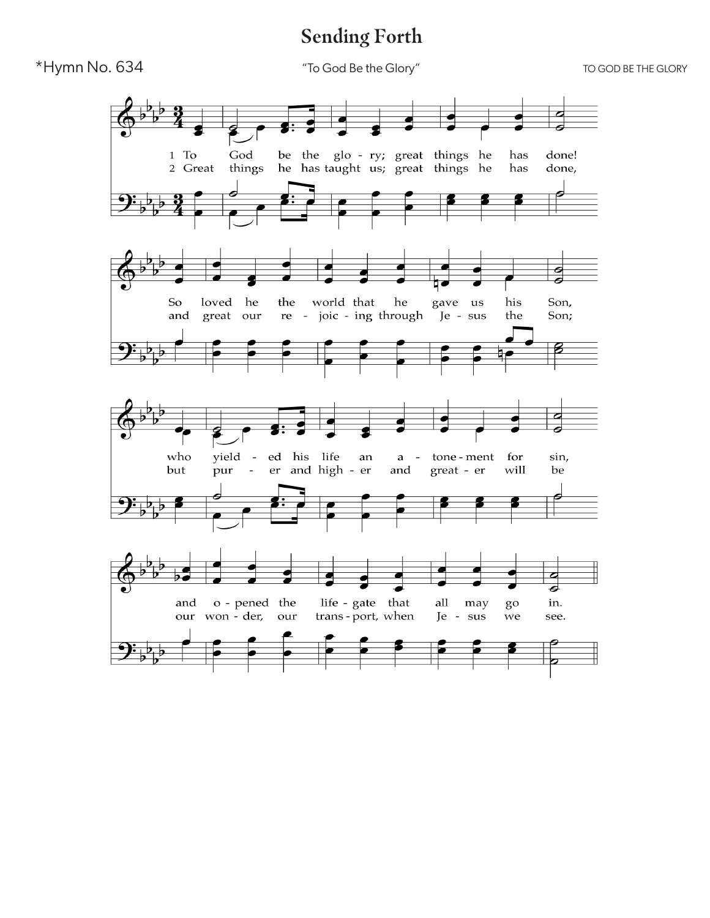# Sending Forth

*Hymn No. 634 — "To God Be the Glory" — TO GOD BE THE GLORY

1 To God be the glory; great things he has done!
So loved he the world that he gave us his Son,
who yield-ed his life an a-tone-ment for sin,
and o-pened the life-gate that all may go in.

2 Great things he has taught us; great things he has done,
and great our re-joic-ing through Je-sus the Son;
but pur-er and high-er and great-er will be
our won-der, our trans-port, when Je-sus we see.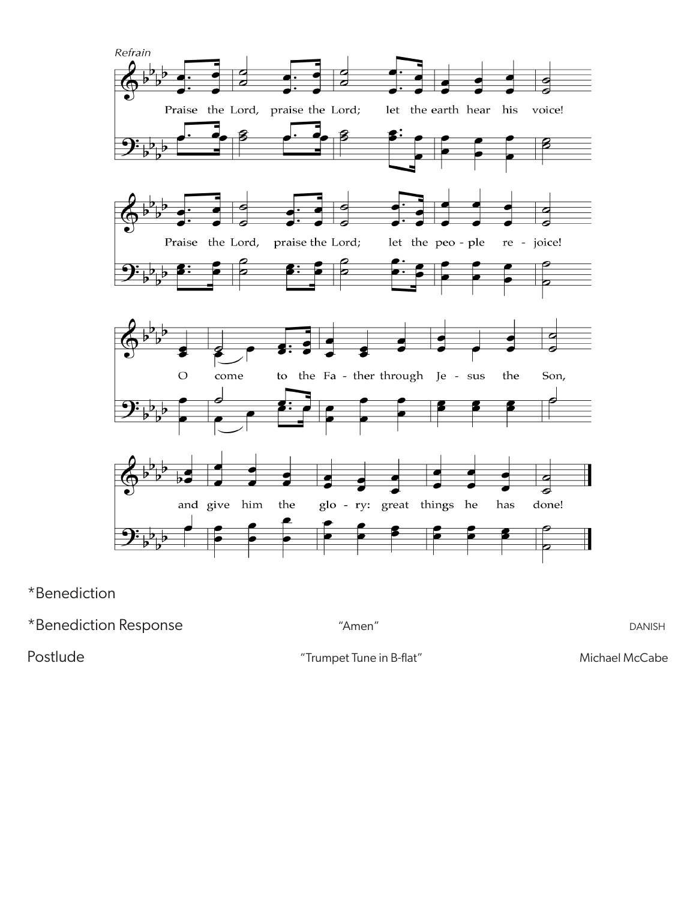*Refrain*

Praise the Lord, praise the Lord; let the earth hear his voice!

Praise the Lord, praise the Lord; let the peo - ple re - joice!

O come to the Fa - ther through Je - sus the Son,

and give him the glo - ry: great things he has done!

*Benediction

*Benediction Response "Amen" DANISH

Postlude "Trumpet Tune in B-flat" Michael McCabe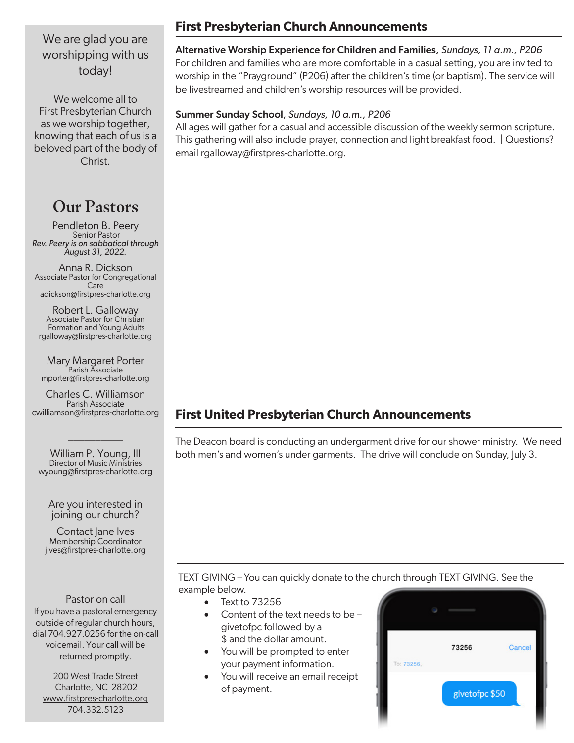## First Presbyterian Church Announcements

**Alternative Worship Experience for Children and Families,** *Sundays, 11 a.m., P206*
For children and families who are more comfortable in a casual setting, you are invited to worship in the "Prayground" (P206) after the children's time (or baptism). The service will be livestreamed and children's worship resources will be provided.

**Summer Sunday School**, *Sundays, 10 a.m., P206*
All ages will gather for a casual and accessible discussion of the weekly sermon scripture. This gathering will also include prayer, connection and light breakfast food. | Questions? email rgalloway@firstpres-charlotte.org.

## First United Presbyterian Church Announcements

The Deacon board is conducting an undergarment drive for our shower ministry. We need both men's and women's under garments. The drive will conclude on Sunday, July 3.

---

TEXT GIVING – You can quickly donate to the church through TEXT GIVING. See the example below.

- Text to 73256
- Content of the text needs to be – givetofpc followed by a $ and the dollar amount.
- You will be prompted to enter your payment information.
- You will receive an email receipt of payment.

73256 Cancel
To: 73256.
givetofpc $50

---

We are glad you are worshipping with us today!

We welcome all to First Presbyterian Church as we worship together, knowing that each of us is a beloved part of the body of Christ.

## Our Pastors

Pendleton B. Peery
Senior Pastor
*Rev. Peery is on sabbatical through August 31, 2022.*

Anna R. Dickson
Associate Pastor for Congregational Care
adickson@firstpres-charlotte.org

Robert L. Galloway
Associate Pastor for Christian Formation and Young Adults
rgalloway@firstpres-charlotte.org

Mary Margaret Porter
Parish Associate
mporter@firstpres-charlotte.org

Charles C. Williamson
Parish Associate
cwilliamson@firstpres-charlotte.org

---

William P. Young, III
Director of Music Ministries
wyoung@firstpres-charlotte.org

Are you interested in joining our church?

Contact Jane Ives
Membership Coordinator
jives@firstpres-charlotte.org

Pastor on call
If you have a pastoral emergency outside of regular church hours, dial 704.927.0256 for the on-call voicemail. Your call will be returned promptly.

200 West Trade Street
Charlotte, NC 28202
www.firstpres-charlotte.org
704.332.5123